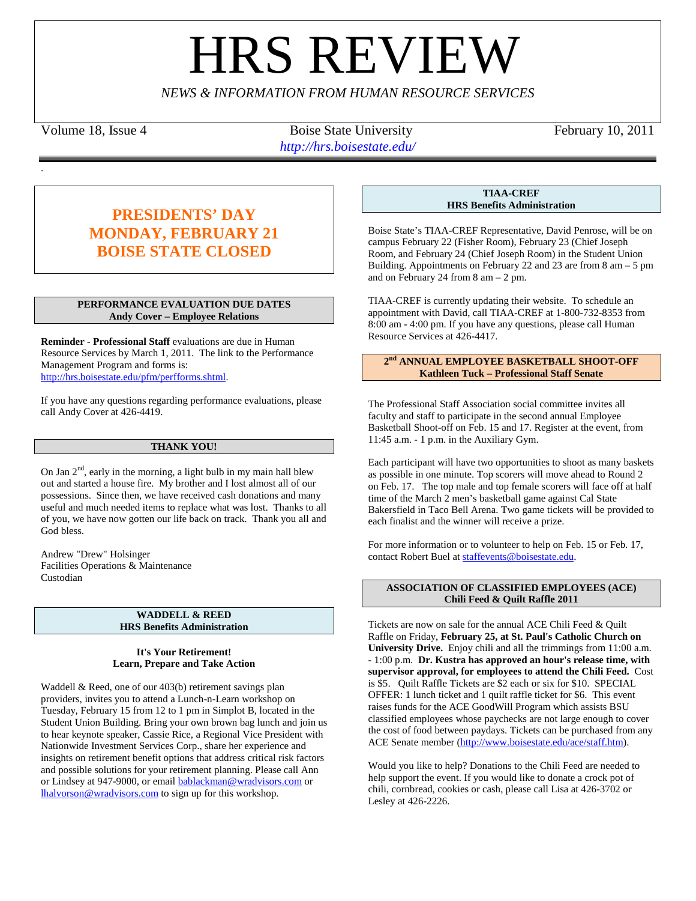# HRS REVIEW

*NEWS & INFORMATION FROM HUMAN RESOURCE SERVICES*

Volume 18, Issue 4 | Boise State University | February 10, 2011

*http://hrs.boisestate.edu/*

## PRESIDENTS' DAY MONDAY, FEBRUARY 21 BOISE STATE CLOSED

### PERFORMANCE EVALUATION DUE DATES
**Andy Cover – Employee Relations**

**Reminder** - **Professional Staff** evaluations are due in Human Resource Services by March 1, 2011. The link to the Performance Management Program and forms is: http://hrs.boisestate.edu/pfm/perfforms.shtml.

If you have any questions regarding performance evaluations, please call Andy Cover at 426-4419.

### THANK YOU!

On Jan 2nd, early in the morning, a light bulb in my main hall blew out and started a house fire. My brother and I lost almost all of our possessions. Since then, we have received cash donations and many useful and much needed items to replace what was lost. Thanks to all of you, we have now gotten our life back on track. Thank you all and God bless.

Andrew "Drew" Holsinger
Facilities Operations & Maintenance
Custodian

### WADDELL & REED
**HRS Benefits Administration**

**It's Your Retirement!**
**Learn, Prepare and Take Action**

Waddell & Reed, one of our 403(b) retirement savings plan providers, invites you to attend a Lunch-n-Learn workshop on Tuesday, February 15 from 12 to 1 pm in Simplot B, located in the Student Union Building. Bring your own brown bag lunch and join us to hear keynote speaker, Cassie Rice, a Regional Vice President with Nationwide Investment Services Corp., share her experience and insights on retirement benefit options that address critical risk factors and possible solutions for your retirement planning. Please call Ann or Lindsey at 947-9000, or email bablackman@wradvisors.com or lhalvorson@wradvisors.com to sign up for this workshop.

### TIAA-CREF
**HRS Benefits Administration**

Boise State's TIAA-CREF Representative, David Penrose, will be on campus February 22 (Fisher Room), February 23 (Chief Joseph Room), and February 24 (Chief Joseph Room) in the Student Union Building. Appointments on February 22 and 23 are from 8 am – 5 pm and on February 24 from 8 am – 2 pm.

TIAA-CREF is currently updating their website. To schedule an appointment with David, call TIAA-CREF at 1-800-732-8353 from 8:00 am - 4:00 pm. If you have any questions, please call Human Resource Services at 426-4417.

### 2nd ANNUAL EMPLOYEE BASKETBALL SHOOT-OFF
**Kathleen Tuck – Professional Staff Senate**

The Professional Staff Association social committee invites all faculty and staff to participate in the second annual Employee Basketball Shoot-off on Feb. 15 and 17. Register at the event, from 11:45 a.m. - 1 p.m. in the Auxiliary Gym.

Each participant will have two opportunities to shoot as many baskets as possible in one minute. Top scorers will move ahead to Round 2 on Feb. 17. The top male and top female scorers will face off at half time of the March 2 men's basketball game against Cal State Bakersfield in Taco Bell Arena. Two game tickets will be provided to each finalist and the winner will receive a prize.

For more information or to volunteer to help on Feb. 15 or Feb. 17, contact Robert Buel at staffevents@boisestate.edu.

### ASSOCIATION OF CLASSIFIED EMPLOYEES (ACE)
**Chili Feed & Quilt Raffle 2011**

Tickets are now on sale for the annual ACE Chili Feed & Quilt Raffle on Friday, **February 25, at St. Paul's Catholic Church on University Drive.** Enjoy chili and all the trimmings from 11:00 a.m. - 1:00 p.m. **Dr. Kustra has approved an hour's release time, with supervisor approval, for employees to attend the Chili Feed.** Cost is $5. Quilt Raffle Tickets are $2 each or six for $10. SPECIAL OFFER: 1 lunch ticket and 1 quilt raffle ticket for $6. This event raises funds for the ACE GoodWill Program which assists BSU classified employees whose paychecks are not large enough to cover the cost of food between paydays. Tickets can be purchased from any ACE Senate member (http://www.boisestate.edu/ace/staff.htm).

Would you like to help? Donations to the Chili Feed are needed to help support the event. If you would like to donate a crock pot of chili, cornbread, cookies or cash, please call Lisa at 426-3702 or Lesley at 426-2226.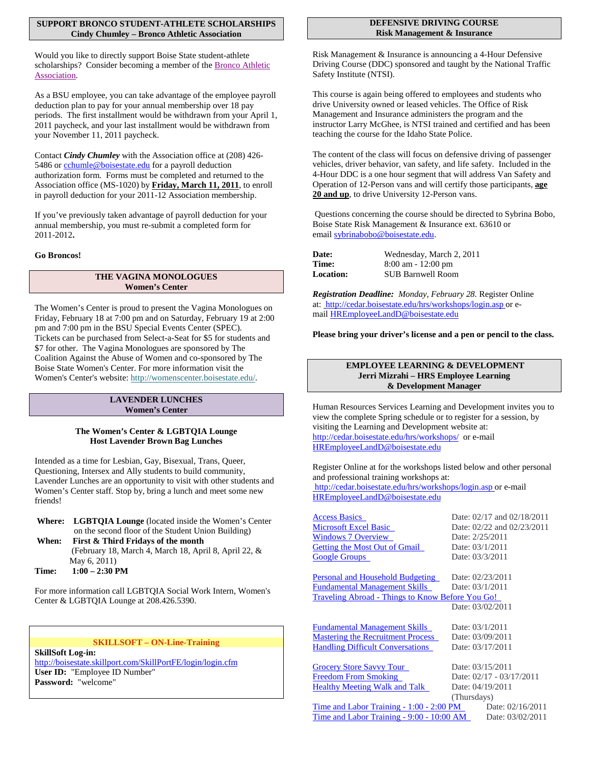## SUPPORT BRONCO STUDENT-ATHLETE SCHOLARSHIPS
### Cindy Chumley – Bronco Athletic Association

Would you like to directly support Boise State student-athlete scholarships? Consider becoming a member of the Bronco Athletic Association.

As a BSU employee, you can take advantage of the employee payroll deduction plan to pay for your annual membership over 18 pay periods. The first installment would be withdrawn from your April 1, 2011 paycheck, and your last installment would be withdrawn from your November 11, 2011 paycheck.

Contact ***Cindy Chumley*** with the Association office at (208) 426-5486 or cchumle@boisestate.edu for a payroll deduction authorization form. Forms must be completed and returned to the Association office (MS-1020) by **Friday, March 11, 2011**, to enroll in payroll deduction for your 2011-12 Association membership.

If you've previously taken advantage of payroll deduction for your annual membership, you must re-submit a completed form for 2011-2012**.**

**Go Broncos!**

## THE VAGINA MONOLOGUES
### Women's Center

The Women's Center is proud to present the Vagina Monologues on Friday, February 18 at 7:00 pm and on Saturday, February 19 at 2:00 pm and 7:00 pm in the BSU Special Events Center (SPEC). Tickets can be purchased from Select-a-Seat for $5 for students and $7 for other. The Vagina Monologues are sponsored by The Coalition Against the Abuse of Women and co-sponsored by The Boise State Women's Center. For more information visit the Women's Center's website: http://womenscenter.boisestate.edu/.

## LAVENDER LUNCHES
### Women's Center

**The Women's Center & LGBTQIA Lounge**
**Host Lavender Brown Bag Lunches**

Intended as a time for Lesbian, Gay, Bisexual, Trans, Queer, Questioning, Intersex and Ally students to build community, Lavender Lunches are an opportunity to visit with other students and Women's Center staff. Stop by, bring a lunch and meet some new friends!

**Where:** **LGBTQIA Lounge** (located inside the Women's Center on the second floor of the Student Union Building)
**When:** **First & Third Fridays of the month** (February 18, March 4, March 18, April 8, April 22, & May 6, 2011)
**Time:** **1:00 – 2:30 PM**

For more information call LGBTQIA Social Work Intern, Women's Center & LGBTQIA Lounge at 208.426.5390.

## SKILLSOFT – ON-Line-Training

**SkillSoft Log-in:**
http://boisestate.skillport.com/SkillPortFE/login/login.cfm
**User ID:** "Employee ID Number"
**Password:** "welcome"

## DEFENSIVE DRIVING COURSE
### Risk Management & Insurance

Risk Management & Insurance is announcing a 4-Hour Defensive Driving Course (DDC) sponsored and taught by the National Traffic Safety Institute (NTSI).

This course is again being offered to employees and students who drive University owned or leased vehicles. The Office of Risk Management and Insurance administers the program and the instructor Larry McGhee, is NTSI trained and certified and has been teaching the course for the Idaho State Police.

The content of the class will focus on defensive driving of passenger vehicles, driver behavior, van safety, and life safety. Included in the 4-Hour DDC is a one hour segment that will address Van Safety and Operation of 12-Person vans and will certify those participants, **age 20 and up**, to drive University 12-Person vans.

Questions concerning the course should be directed to Sybrina Bobo, Boise State Risk Management & Insurance ext. 63610 or email sybrinabobo@boisestate.edu.

**Date:** Wednesday, March 2, 2011
**Time:** 8:00 am - 12:00 pm
**Location:** SUB Barnwell Room

***Registration Deadline:*** *Monday, February 28.* Register Online at: http://cedar.boisestate.edu/hrs/workshops/login.asp or e-mail HREmployeeLandD@boisestate.edu

**Please bring your driver's license and a pen or pencil to the class.**

## EMPLOYEE LEARNING & DEVELOPMENT
### Jerri Mizrahi – HRS Employee Learning & Development Manager

Human Resources Services Learning and Development invites you to view the complete Spring schedule or to register for a session, by visiting the Learning and Development website at: http://cedar.boisestate.edu/hrs/workshops/ or e-mail HREmployeeLandD@boisestate.edu

Register Online at for the workshops listed below and other personal and professional training workshops at: http://cedar.boisestate.edu/hrs/workshops/login.asp or e-mail HREmployeeLandD@boisestate.edu

| Workshop | Date |
|---|---|
| Access Basics | Date: 02/17 and 02/18/2011 |
| Microsoft Excel Basic | Date: 02/22 and 02/23/2011 |
| Windows 7 Overview | Date: 2/25/2011 |
| Getting the Most Out of Gmail | Date: 03/1/2011 |
| Google Groups | Date: 03/3/2011 |
| Personal and Household Budgeting | Date: 02/23/2011 |
| Fundamental Management Skills | Date: 03/1/2011 |
| Traveling Abroad - Things to Know Before You Go! | Date: 03/02/2011 |
| Fundamental Management Skills | Date: 03/1/2011 |
| Mastering the Recruitment Process | Date: 03/09/2011 |
| Handling Difficult Conversations | Date: 03/17/2011 |
| Grocery Store Savvy Tour | Date: 03/15/2011 |
| Freedom From Smoking | Date: 02/17 - 03/17/2011 |
| Healthy Meeting Walk and Talk | Date: 04/19/2011 (Thursdays) |
| Time and Labor Training - 1:00 - 2:00 PM | Date: 02/16/2011 |
| Time and Labor Training - 9:00 - 10:00 AM | Date: 03/02/2011 |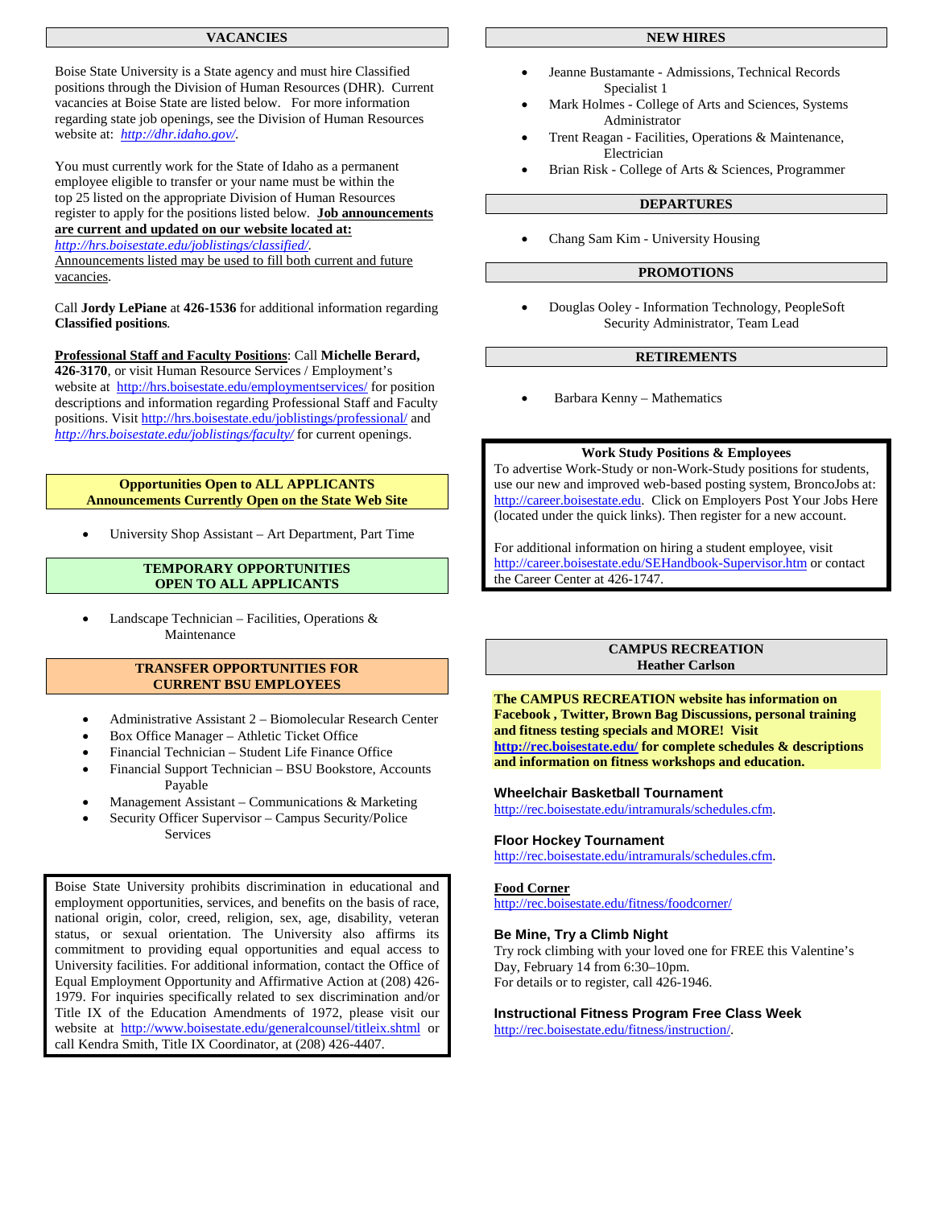## VACANCIES

Boise State University is a State agency and must hire Classified positions through the Division of Human Resources (DHR). Current vacancies at Boise State are listed below. For more information regarding state job openings, see the Division of Human Resources website at: *http://dhr.idaho.gov/*.

You must currently work for the State of Idaho as a permanent employee eligible to transfer or your name must be within the top 25 listed on the appropriate Division of Human Resources register to apply for the positions listed below. **Job announcements are current and updated on our website located at:** *http://hrs.boisestate.edu/joblistings/classified/*. Announcements listed may be used to fill both current and future vacancies.

Call **Jordy LePiane** at **426-1536** for additional information regarding **Classified positions**.

**Professional Staff and Faculty Positions**: Call **Michelle Berard, 426-3170**, or visit Human Resource Services / Employment's website at http://hrs.boisestate.edu/employmentservices/ for position descriptions and information regarding Professional Staff and Faculty positions. Visit http://hrs.boisestate.edu/joblistings/professional/ and *http://hrs.boisestate.edu/joblistings/faculty/* for current openings.

### Opportunities Open to ALL APPLICANTS Announcements Currently Open on the State Web Site

- University Shop Assistant – Art Department, Part Time

### TEMPORARY OPPORTUNITIES OPEN TO ALL APPLICANTS

- Landscape Technician – Facilities, Operations & Maintenance

### TRANSFER OPPORTUNITIES FOR CURRENT BSU EMPLOYEES

- Administrative Assistant 2 – Biomolecular Research Center
- Box Office Manager – Athletic Ticket Office
- Financial Technician – Student Life Finance Office
- Financial Support Technician – BSU Bookstore, Accounts Payable
- Management Assistant – Communications & Marketing
- Security Officer Supervisor – Campus Security/Police Services

Boise State University prohibits discrimination in educational and employment opportunities, services, and benefits on the basis of race, national origin, color, creed, religion, sex, age, disability, veteran status, or sexual orientation. The University also affirms its commitment to providing equal opportunities and equal access to University facilities. For additional information, contact the Office of Equal Employment Opportunity and Affirmative Action at (208) 426-1979. For inquiries specifically related to sex discrimination and/or Title IX of the Education Amendments of 1972, please visit our website at http://www.boisestate.edu/generalcounsel/titleix.shtml or call Kendra Smith, Title IX Coordinator, at (208) 426-4407.

## NEW HIRES

- Jeanne Bustamante - Admissions, Technical Records Specialist 1
- Mark Holmes - College of Arts and Sciences, Systems Administrator
- Trent Reagan - Facilities, Operations & Maintenance, Electrician
- Brian Risk - College of Arts & Sciences, Programmer

## DEPARTURES

- Chang Sam Kim - University Housing

## PROMOTIONS

- Douglas Ooley - Information Technology, PeopleSoft Security Administrator, Team Lead

## RETIREMENTS

- Barbara Kenny – Mathematics

### Work Study Positions & Employees

To advertise Work-Study or non-Work-Study positions for students, use our new and improved web-based posting system, BroncoJobs at: http://career.boisestate.edu. Click on Employers Post Your Jobs Here (located under the quick links). Then register for a new account.

For additional information on hiring a student employee, visit http://career.boisestate.edu/SEHandbook-Supervisor.htm or contact the Career Center at 426-1747.

## CAMPUS RECREATION
Heather Carlson

**The CAMPUS RECREATION website has information on Facebook , Twitter, Brown Bag Discussions, personal training and fitness testing specials and MORE! Visit http://rec.boisestate.edu/ for complete schedules & descriptions and information on fitness workshops and education.**

**Wheelchair Basketball Tournament**
http://rec.boisestate.edu/intramurals/schedules.cfm.

**Floor Hockey Tournament**
http://rec.boisestate.edu/intramurals/schedules.cfm.

**Food Corner**
http://rec.boisestate.edu/fitness/foodcorner/

**Be Mine, Try a Climb Night**
Try rock climbing with your loved one for FREE this Valentine's Day, February 14 from 6:30–10pm.
For details or to register, call 426-1946.

**Instructional Fitness Program Free Class Week**
http://rec.boisestate.edu/fitness/instruction/.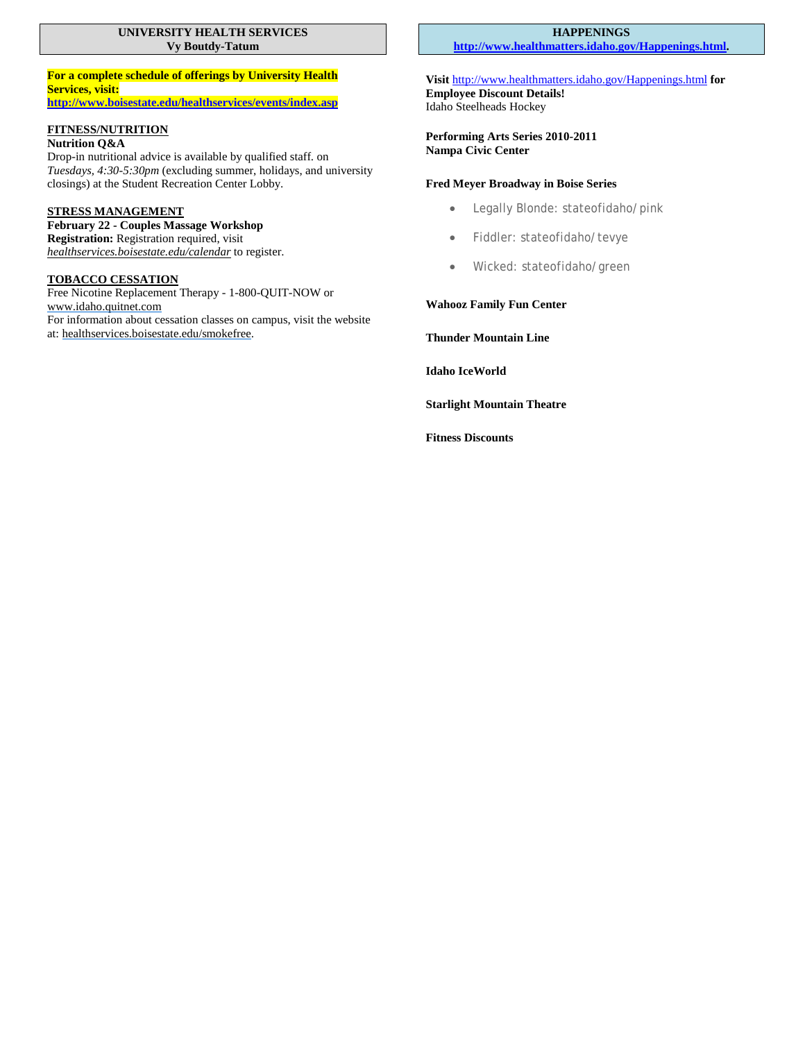## UNIVERSITY HEALTH SERVICES
**Vy Boutdy-Tatum**

**For a complete schedule of offerings by University Health Services, visit: http://www.boisestate.edu/healthservices/events/index.asp**

**FITNESS/NUTRITION**

**Nutrition Q&A**
Drop-in nutritional advice is available by qualified staff. on *Tuesdays, 4:30-5:30pm* (excluding summer, holidays, and university closings) at the Student Recreation Center Lobby.

**STRESS MANAGEMENT**

**February 22 - Couples Massage Workshop**
**Registration:** Registration required, visit *healthservices.boisestate.edu/calendar* to register.

**TOBACCO CESSATION**

Free Nicotine Replacement Therapy - 1-800-QUIT-NOW or www.idaho.quitnet.com
For information about cessation classes on campus, visit the website at: healthservices.boisestate.edu/smokefree.

## HAPPENINGS
**http://www.healthmatters.idaho.gov/Happenings.html.**

**Visit** http://www.healthmatters.idaho.gov/Happenings.html **for Employee Discount Details!**
Idaho Steelheads Hockey

**Performing Arts Series 2010-2011**
**Nampa Civic Center**

**Fred Meyer Broadway in Boise Series**

- Legally Blonde: stateofidaho/pink
- Fiddler: stateofidaho/tevye
- Wicked: stateofidaho/green

**Wahooz Family Fun Center**

**Thunder Mountain Line**

**Idaho IceWorld**

**Starlight Mountain Theatre**

**Fitness Discounts**